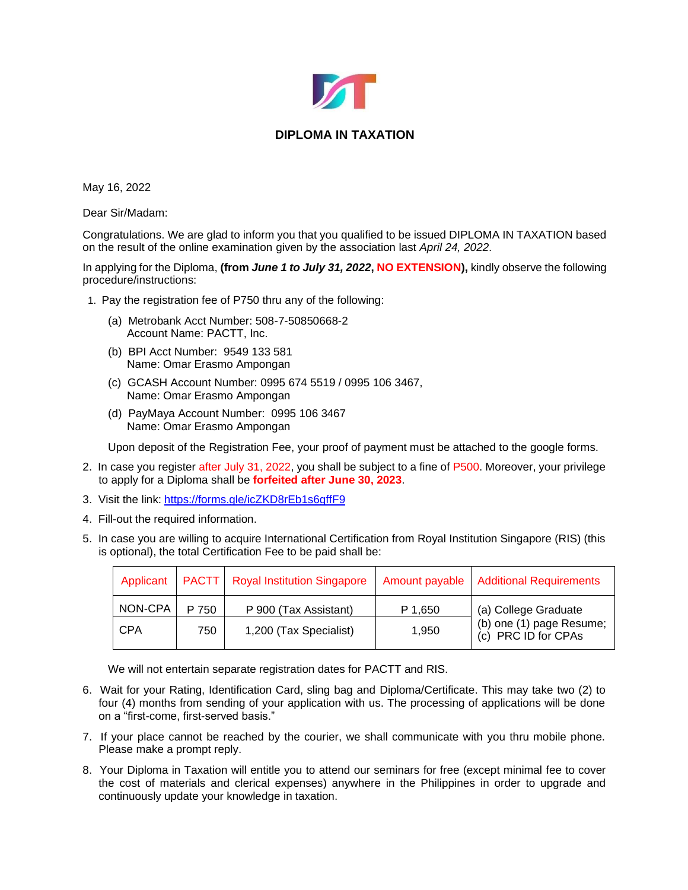# DIPLOMA IN TAXATION

May 16, 2022

Dear Sir/Madam:

Congratulations. We are glad to inform you that you qualified to be issued DIPLOMA IN TAXATION based on the result of the online examination given by the association last *April 24, 2022*.

In applying for the Diploma, **(from *June 1 to July 31, 2022*, NO EXTENSION),** kindly observe the following procedure/instructions:

1. Pay the registration fee of P750 thru any of the following:

   (a) Metrobank Acct Number: 508-7-50850668-2
   Account Name: PACTT, Inc.

   (b) BPI Acct Number: 9549 133 581
   Name: Omar Erasmo Ampongan

   (c) GCASH Account Number: 0995 674 5519 / 0995 106 3467,
   Name: Omar Erasmo Ampongan

   (d) PayMaya Account Number: 0995 106 3467
   Name: Omar Erasmo Ampongan

   Upon deposit of the Registration Fee, your proof of payment must be attached to the google forms.

2. In case you register after July 31, 2022, you shall be subject to a fine of P500. Moreover, your privilege to apply for a Diploma shall be **forfeited after June 30, 2023**.
3. Visit the link: https://forms.gle/icZKD8rEb1s6gffF9
4. Fill-out the required information.
5. In case you are willing to acquire International Certification from Royal Institution Singapore (RIS) (this is optional), the total Certification Fee to be paid shall be:

| Applicant | PACTT | Royal Institution Singapore | Amount payable | Additional Requirements |
|---|---|---|---|---|
| NON-CPA | P 750 | P 900 (Tax Assistant) | P 1,650 | (a) College Graduate<br>(b) one (1) page Resume;<br>(c) PRC ID for CPAs |
| CPA | 750 | 1,200 (Tax Specialist) | 1,950 | |

   We will not entertain separate registration dates for PACTT and RIS.

6. Wait for your Rating, Identification Card, sling bag and Diploma/Certificate. This may take two (2) to four (4) months from sending of your application with us. The processing of applications will be done on a "first-come, first-served basis."
7. If your place cannot be reached by the courier, we shall communicate with you thru mobile phone. Please make a prompt reply.
8. Your Diploma in Taxation will entitle you to attend our seminars for free (except minimal fee to cover the cost of materials and clerical expenses) anywhere in the Philippines in order to upgrade and continuously update your knowledge in taxation.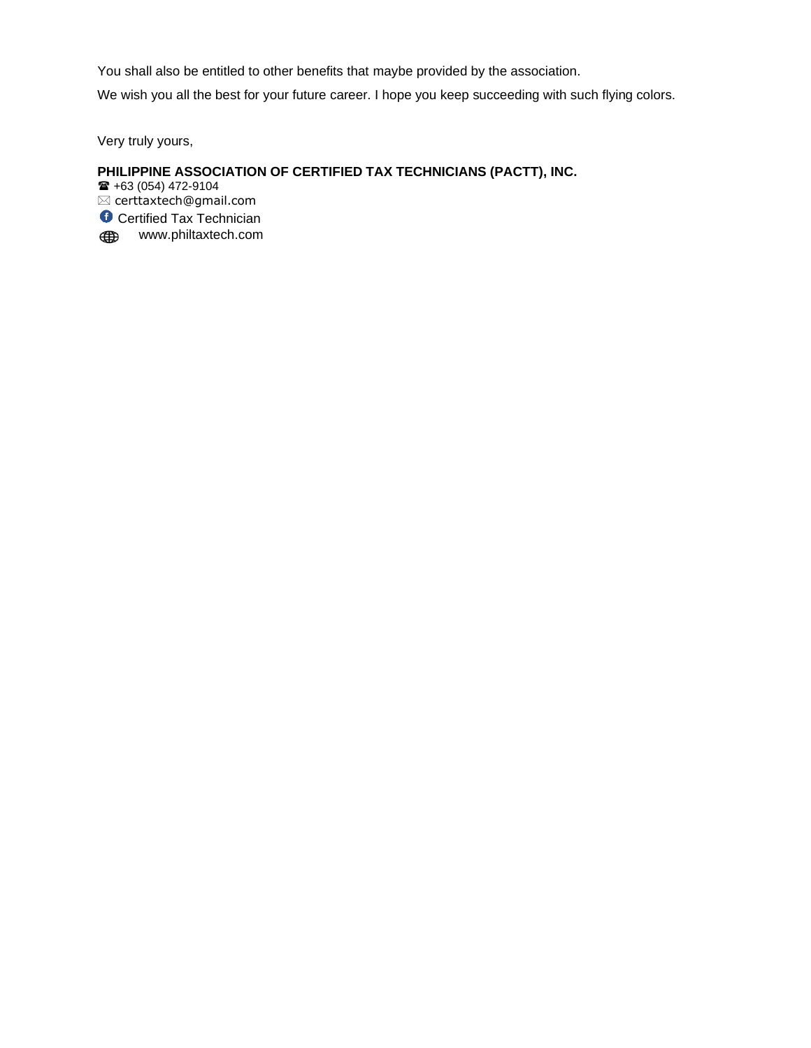You shall also be entitled to other benefits that maybe provided by the association.

We wish you all the best for your future career. I hope you keep succeeding with such flying colors.

Very truly yours,

**PHILIPPINE ASSOCIATION OF CERTIFIED TAX TECHNICIANS (PACTT), INC.**

☎ +63 (054) 472-9104

✉ certtaxtech@gmail.com

Certified Tax Technician

www.philtaxtech.com